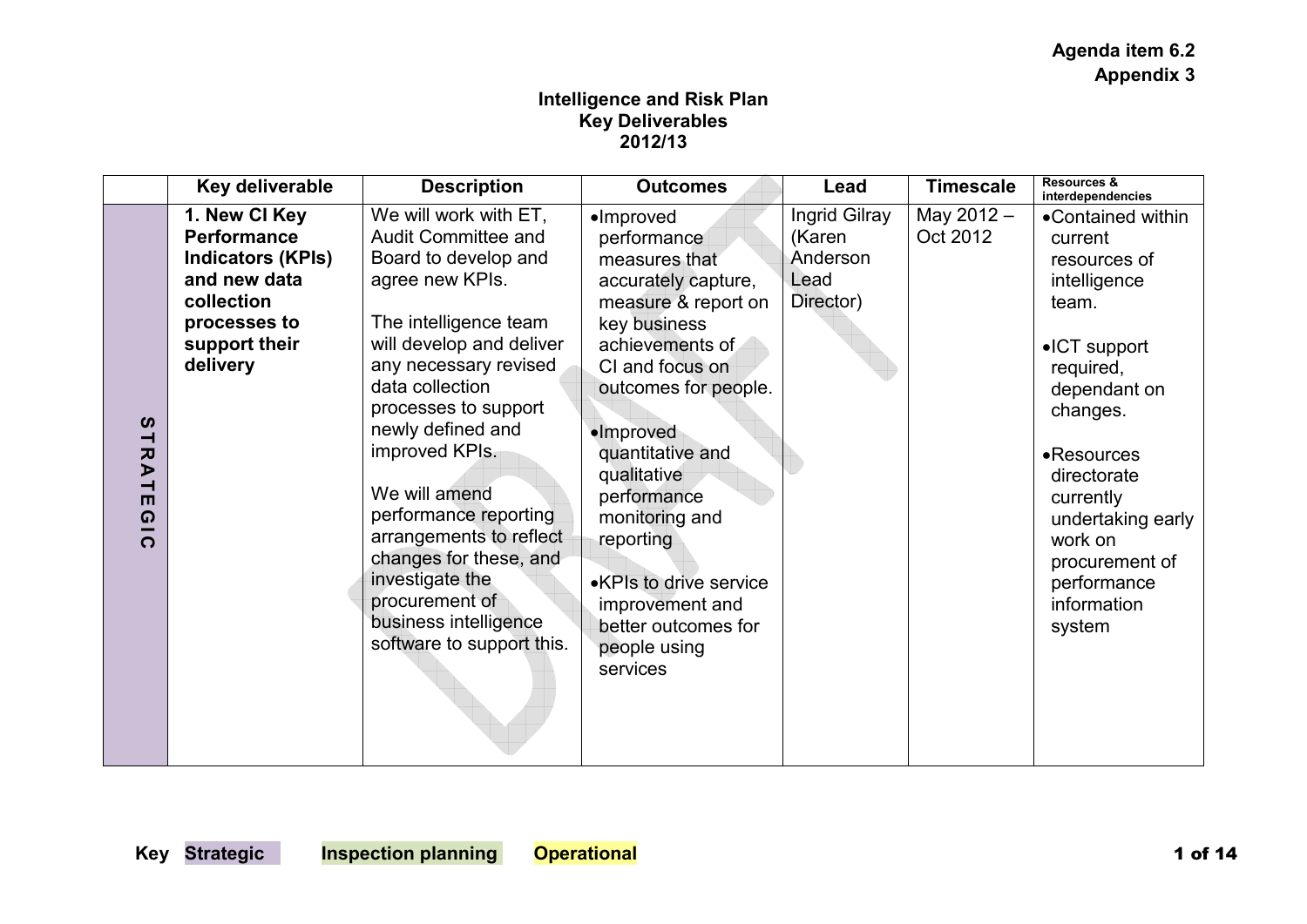Agenda item 6.2
Appendix 3

**Intelligence and Risk Plan**
**Key Deliverables**
**2012/13**

| | Key deliverable | Description | Outcomes | Lead | Timescale | Resources & interdependencies |
|---|---|---|---|---|---|---|
| STRATEGIC | **1. New CI Key Performance Indicators (KPIs) and new data collection processes to support their delivery** | We will work with ET, Audit Committee and Board to develop and agree new KPIs.<br><br>The intelligence team will develop and deliver any necessary revised data collection processes to support newly defined and improved KPIs.<br><br>We will amend performance reporting arrangements to reflect changes for these, and investigate the procurement of business intelligence software to support this. | • Improved performance measures that accurately capture, measure & report on key business achievements of CI and focus on outcomes for people.<br><br>• Improved quantitative and qualitative performance monitoring and reporting<br><br>• KPIs to drive service improvement and better outcomes for people using services | Ingrid Gilray (Karen Anderson Lead Director) | May 2012 – Oct 2012 | • Contained within current resources of intelligence team.<br><br>• ICT support required, dependant on changes.<br><br>• Resources directorate currently undertaking early work on procurement of performance information system |

Key: **Strategic** | **Inspection planning** | **Operational**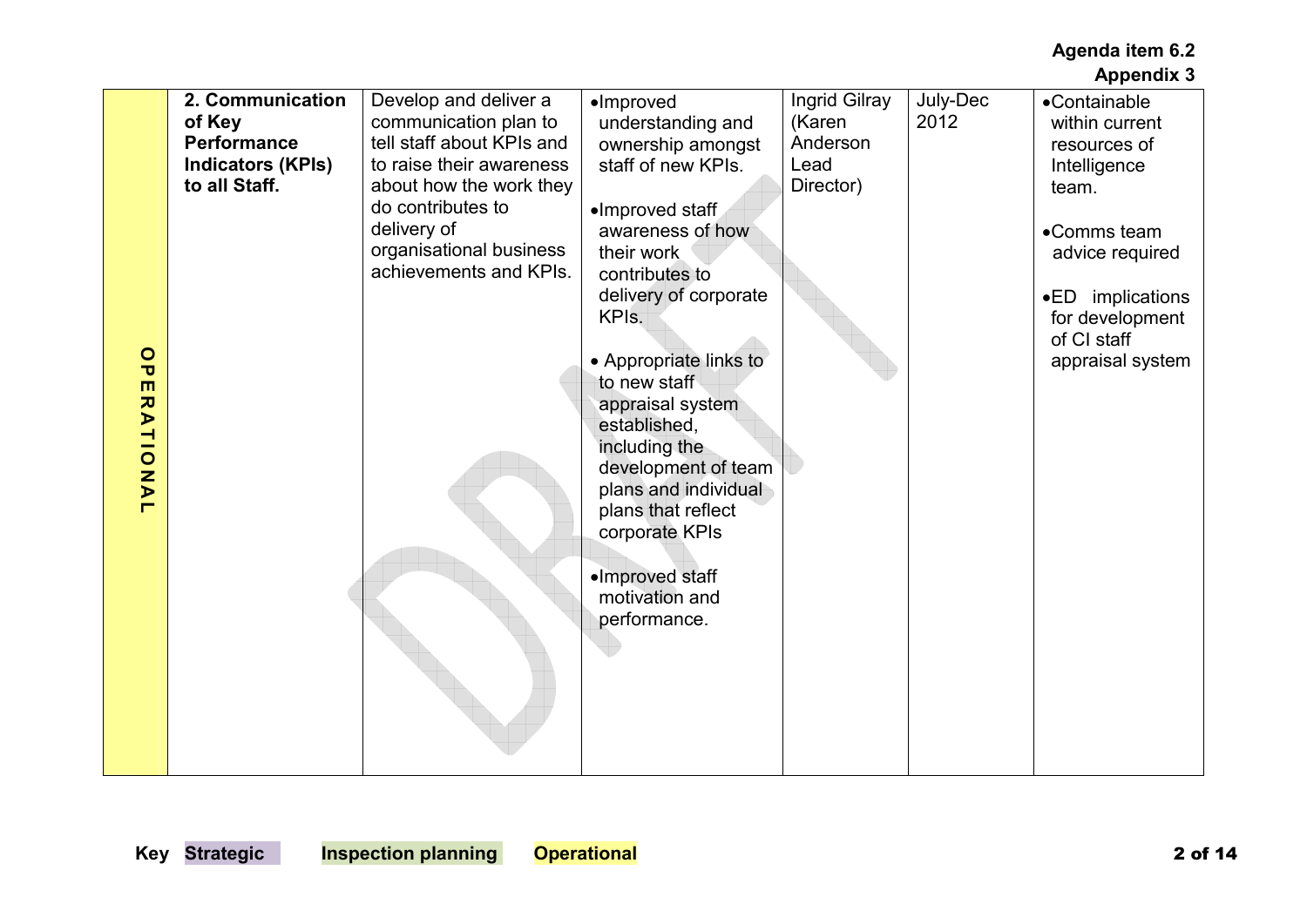Agenda item 6.2
Appendix 3

| | | | | | | |
|---|---|---|---|---|---|---|
| OPERATIONAL | **2. Communication of Key Performance Indicators (KPIs) to all Staff.** | Develop and deliver a communication plan to tell staff about KPIs and to raise their awareness about how the work they do contributes to delivery of organisational business achievements and KPIs. | • Improved understanding and ownership amongst staff of new KPIs.<br><br>• Improved staff awareness of how their work contributes to delivery of corporate KPIs.<br><br>• Appropriate links to to new staff appraisal system established, including the development of team plans and individual plans that reflect corporate KPIs<br><br>• Improved staff motivation and performance. | Ingrid Gilray (Karen Anderson Lead Director) | July-Dec 2012 | • Containable within current resources of Intelligence team.<br><br>• Comms team advice required<br><br>• ED implications for development of CI staff appraisal system |

Key **Strategic** **Inspection planning** **Operational**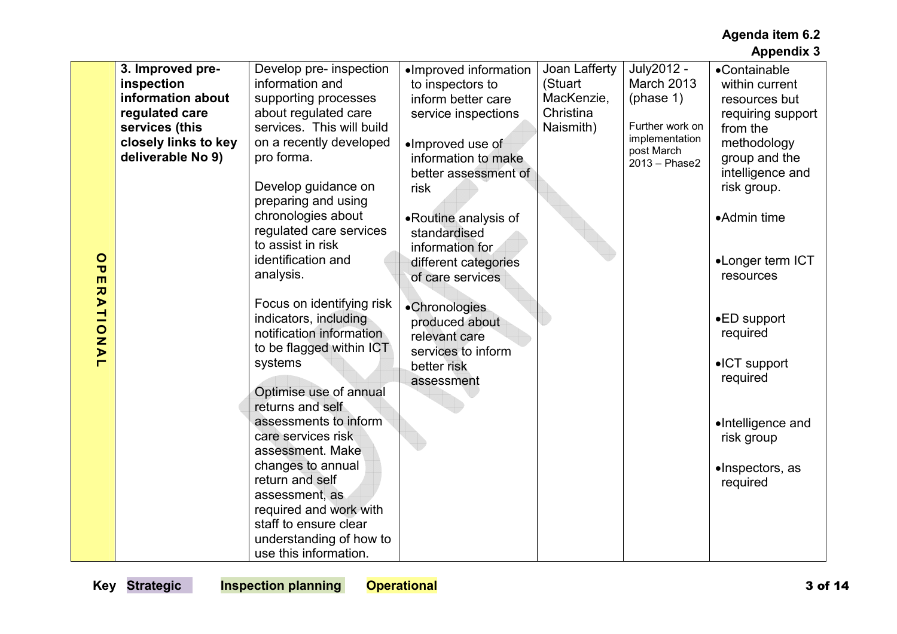**Agenda item 6.2**
**Appendix 3**

| | | | | | | |
|---|---|---|---|---|---|---|
| OPERATIONAL | **3. Improved pre-inspection information about regulated care services (this closely links to key deliverable No 9)** | Develop pre- inspection information and supporting processes about regulated care services. This will build on a recently developed pro forma.<br><br>Develop guidance on preparing and using chronologies about regulated care services to assist in risk identification and analysis.<br><br>Focus on identifying risk indicators, including notification information to be flagged within ICT systems<br><br>Optimise use of annual returns and self assessments to inform care services risk assessment. Make changes to annual return and self assessment, as required and work with staff to ensure clear understanding of how to use this information. | • Improved information to inspectors to inform better care service inspections<br><br>• Improved use of information to make better assessment of risk<br><br>• Routine analysis of standardised information for different categories of care services<br><br>• Chronologies produced about relevant care services to inform better risk assessment | Joan Lafferty (Stuart MacKenzie, Christina Naismith) | July2012 - March 2013 (phase 1)<br><br>Further work on implementation post March 2013 – Phase2 | • Containable within current resources but requiring support from the methodology group and the intelligence and risk group.<br><br>• Admin time<br><br>• Longer term ICT resources<br><br>• ED support required<br><br>• ICT support required<br><br>• Intelligence and risk group<br><br>• Inspectors, as required |

**Key** **Strategic** **Inspection planning** **Operational**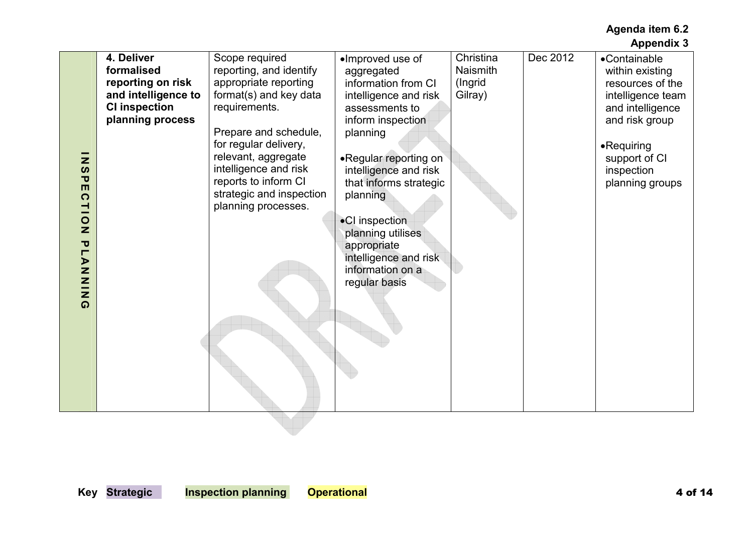Agenda item 6.2
Appendix 3

| | | | | | | |
|---|---|---|---|---|---|---|
| INSPECTION PLANNING | **4. Deliver formalised reporting on risk and intelligence to CI inspection planning process** | Scope required reporting, and identify appropriate reporting format(s) and key data requirements.<br><br>Prepare and schedule, for regular delivery, relevant, aggregate intelligence and risk reports to inform CI strategic and inspection planning processes. | •Improved use of aggregated information from CI intelligence and risk assessments to inform inspection planning<br><br>•Regular reporting on intelligence and risk that informs strategic planning<br><br>•CI inspection planning utilises appropriate intelligence and risk information on a regular basis | Christina Naismith (Ingrid Gilray) | Dec 2012 | •Containable within existing resources of the intelligence team and intelligence and risk group<br><br>•Requiring support of CI inspection planning groups |

Key **Strategic** **Inspection planning** **Operational**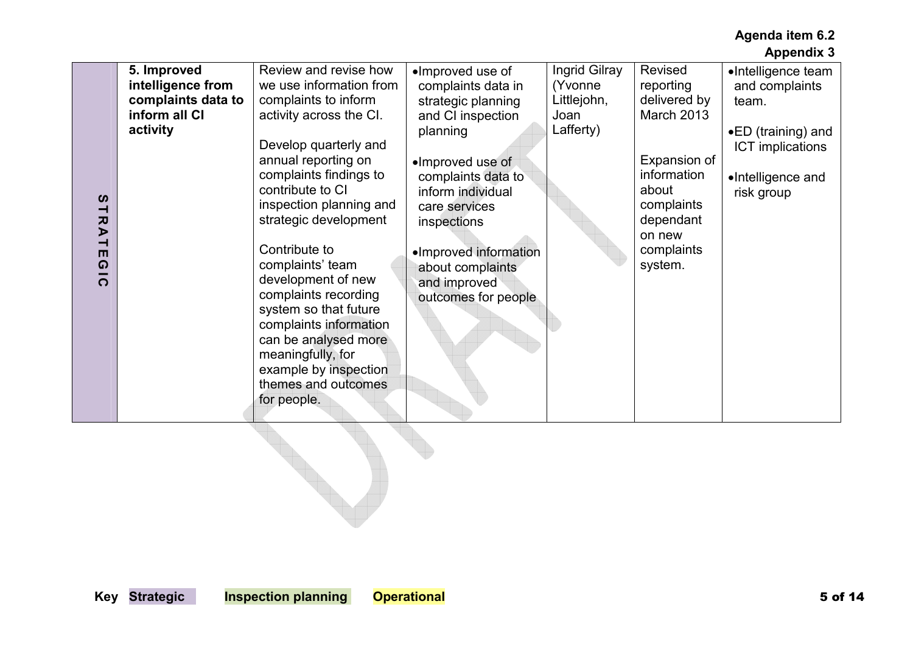**Agenda item 6.2**
**Appendix 3**

| | | | | | | |
|---|---|---|---|---|---|---|
| STRATEGIC | **5. Improved intelligence from complaints data to inform all CI activity** | Review and revise how we use information from complaints to inform activity across the CI.<br><br>Develop quarterly and annual reporting on complaints findings to contribute to CI inspection planning and strategic development<br><br>Contribute to complaints' team development of new complaints recording system so that future complaints information can be analysed more meaningfully, for example by inspection themes and outcomes for people. | • Improved use of complaints data in strategic planning and CI inspection planning<br><br>• Improved use of complaints data to inform individual care services inspections<br><br>• Improved information about complaints and improved outcomes for people | Ingrid Gilray (Yvonne Littlejohn, Joan Lafferty) | Revised reporting delivered by March 2013<br><br>Expansion of information about complaints dependant on new complaints system. | • Intelligence team and complaints team.<br><br>• ED (training) and ICT implications<br><br>• Intelligence and risk group |

**Key** Strategic Inspection planning Operational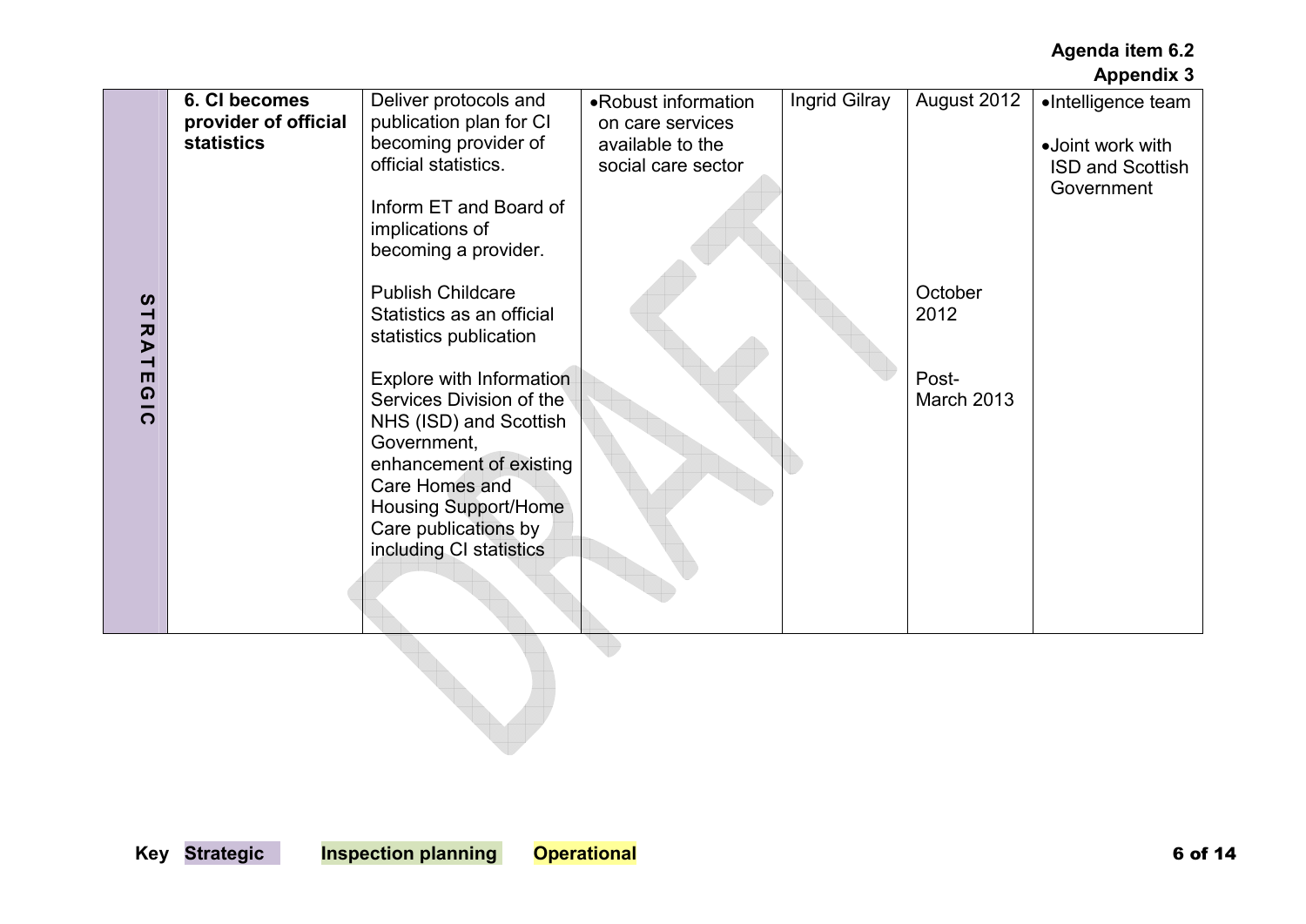Agenda item 6.2
Appendix 3

| | | | | | | |
|---|---|---|---|---|---|---|
| STRATEGIC | **6. CI becomes provider of official statistics** | Deliver protocols and publication plan for CI becoming provider of official statistics.<br><br>Inform ET and Board of implications of becoming a provider.<br><br>Publish Childcare Statistics as an official statistics publication<br><br>Explore with Information Services Division of the NHS (ISD) and Scottish Government, enhancement of existing Care Homes and Housing Support/Home Care publications by including CI statistics | • Robust information on care services available to the social care sector | Ingrid Gilray | August 2012<br><br><br><br><br>October 2012<br><br><br>Post-March 2013 | • Intelligence team<br><br>• Joint work with ISD and Scottish Government |

Key **Strategic** **Inspection planning** **Operational**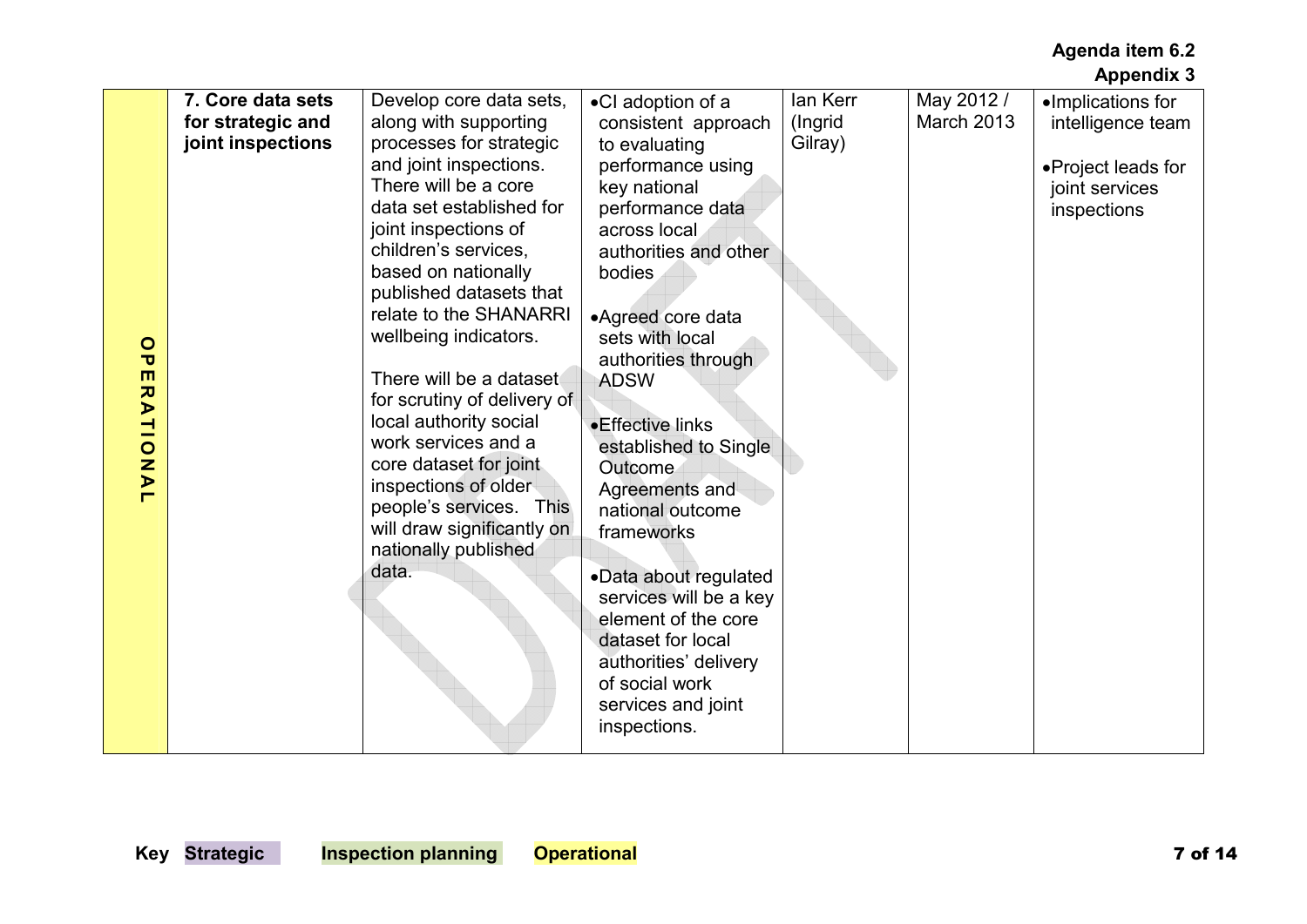**Agenda item 6.2**
**Appendix 3**

| | | | | | | |
|---|---|---|---|---|---|---|
| OPERATIONAL | **7. Core data sets for strategic and joint inspections** | Develop core data sets, along with supporting processes for strategic and joint inspections. There will be a core data set established for joint inspections of children's services, based on nationally published datasets that relate to the SHANARRI wellbeing indicators.<br><br>There will be a dataset for scrutiny of delivery of local authority social work services and a core dataset for joint inspections of older people's services. This will draw significantly on nationally published data. | • CI adoption of a consistent approach to evaluating performance using key national performance data across local authorities and other bodies<br><br>• Agreed core data sets with local authorities through ADSW<br><br>• Effective links established to Single Outcome Agreements and national outcome frameworks<br><br>• Data about regulated services will be a key element of the core dataset for local authorities' delivery of social work services and joint inspections. | Ian Kerr (Ingrid Gilray) | May 2012 / March 2013 | • Implications for intelligence team<br><br>• Project leads for joint services inspections |

Key **Strategic** **Inspection planning** **Operational**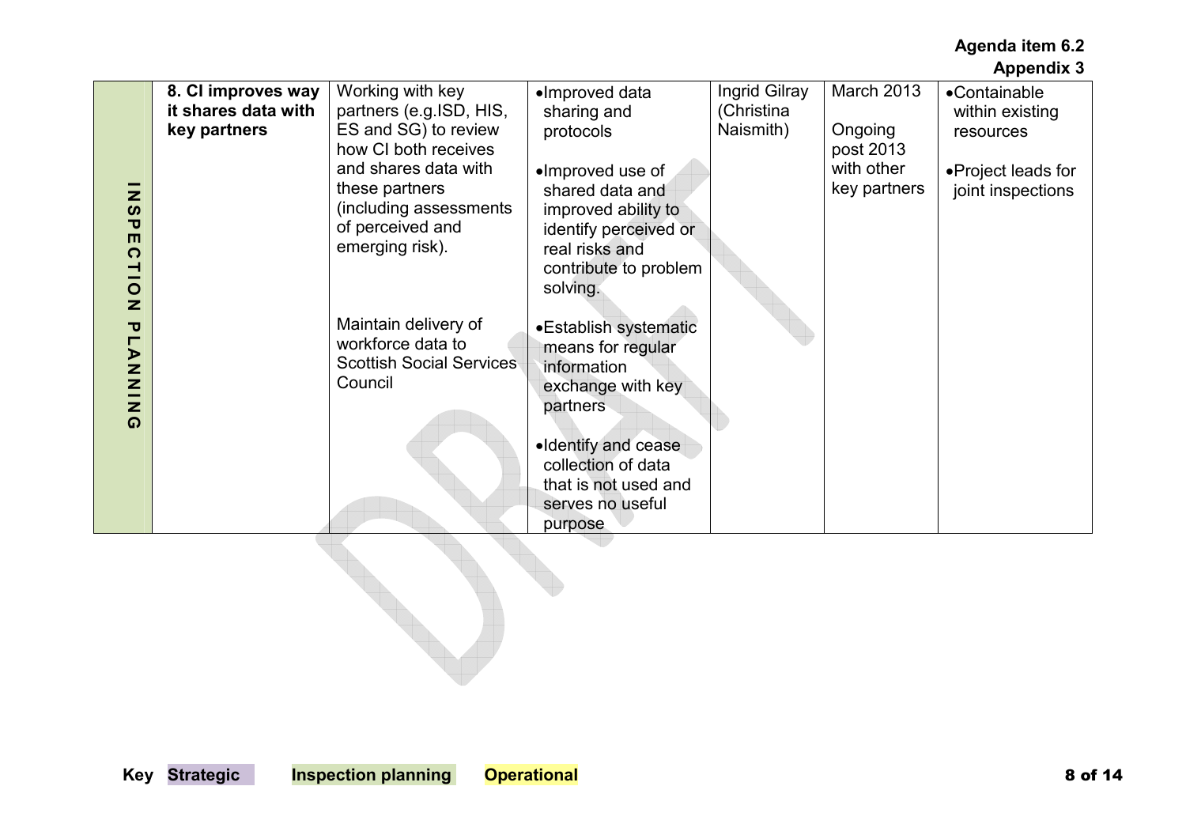Agenda item 6.2
Appendix 3

| | | | | | | |
|---|---|---|---|---|---|---|
| INSPECTION PLANNING | **8. CI improves way it shares data with key partners** | Working with key partners (e.g.ISD, HIS, ES and SG) to review how CI both receives and shares data with these partners (including assessments of perceived and emerging risk).<br><br>Maintain delivery of workforce data to Scottish Social Services Council | •Improved data sharing and protocols<br><br>•Improved use of shared data and improved ability to identify perceived or real risks and contribute to problem solving.<br><br>•Establish systematic means for regular information exchange with key partners<br><br>•Identify and cease collection of data that is not used and serves no useful purpose | Ingrid Gilray (Christina Naismith) | March 2013<br><br>Ongoing post 2013 with other key partners | •Containable within existing resources<br><br>•Project leads for joint inspections |

Key **Strategic** **Inspection planning** **Operational**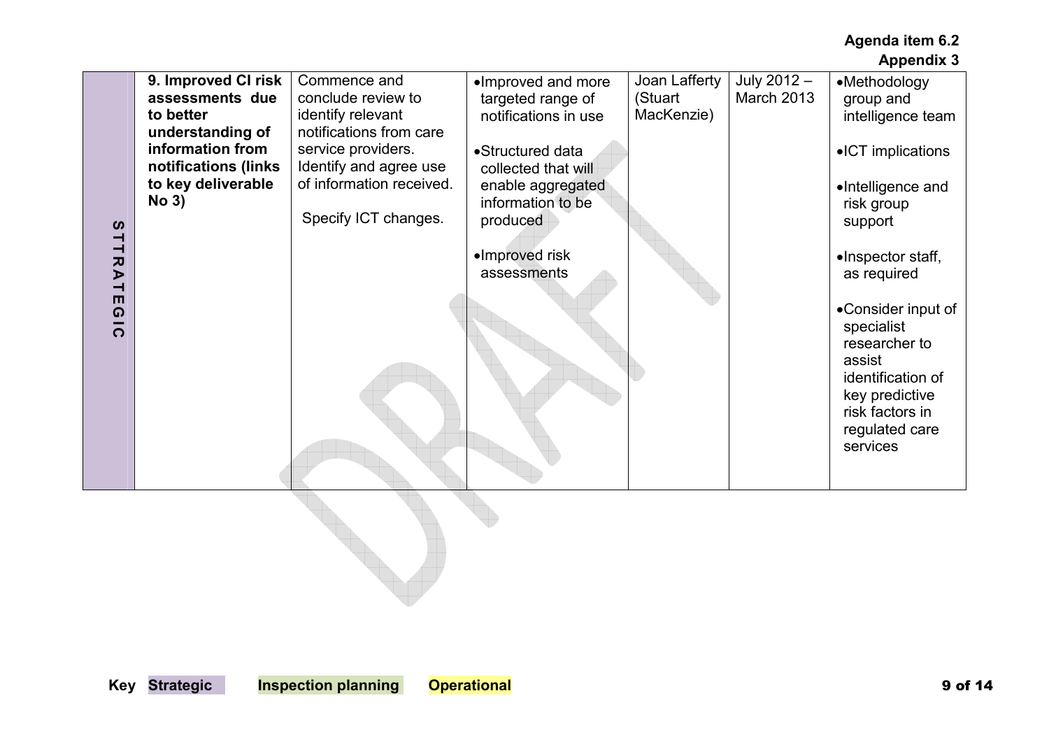Agenda item 6.2
Appendix 3

| | | | | | | |
|---|---|---|---|---|---|---|
| STTRATEGIC | **9. Improved CI risk assessments due to better understanding of information from notifications (links to key deliverable No 3)** | Commence and conclude review to identify relevant notifications from care service providers. Identify and agree use of information received.<br><br>Specify ICT changes. | • Improved and more targeted range of notifications in use<br>• Structured data collected that will enable aggregated information to be produced<br>• Improved risk assessments | Joan Lafferty (Stuart MacKenzie) | July 2012 – March 2013 | • Methodology group and intelligence team<br>• ICT implications<br>• Intelligence and risk group support<br>• Inspector staff, as required<br>• Consider input of specialist researcher to assist identification of key predictive risk factors in regulated care services |

Key **Strategic** **Inspection planning** **Operational**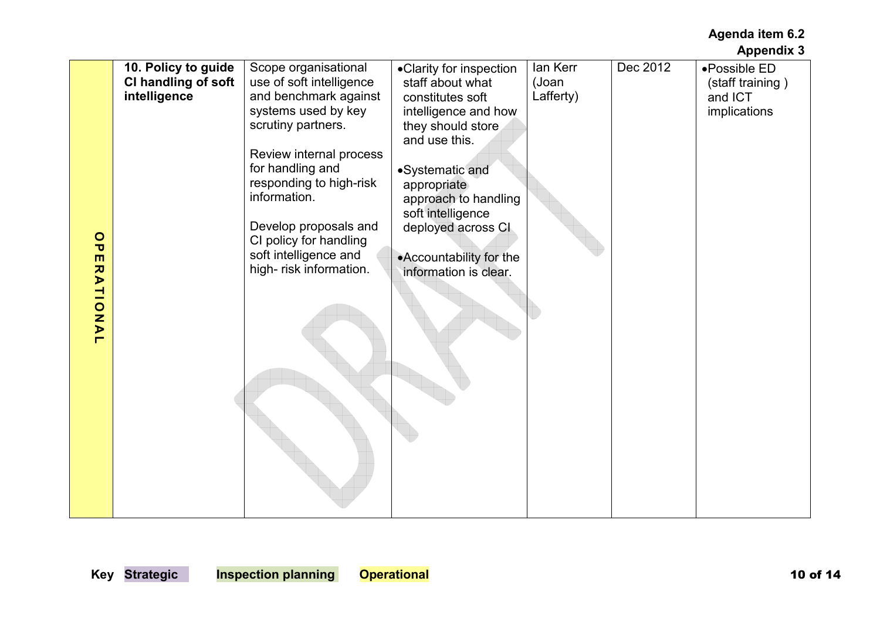Agenda item 6.2
Appendix 3

| | | | | | | |
|---|---|---|---|---|---|---|
| OPERATIONAL | **10. Policy to guide CI handling of soft intelligence** | Scope organisational use of soft intelligence and benchmark against systems used by key scrutiny partners.<br><br>Review internal process for handling and responding to high-risk information.<br><br>Develop proposals and CI policy for handling soft intelligence and high- risk information. | •Clarity for inspection staff about what constitutes soft intelligence and how they should store and use this.<br><br>•Systematic and appropriate approach to handling soft intelligence deployed across CI<br><br>•Accountability for the information is clear. | Ian Kerr (Joan Lafferty) | Dec 2012 | •Possible ED (staff training ) and ICT implications |

Key **Strategic** **Inspection planning** **Operational**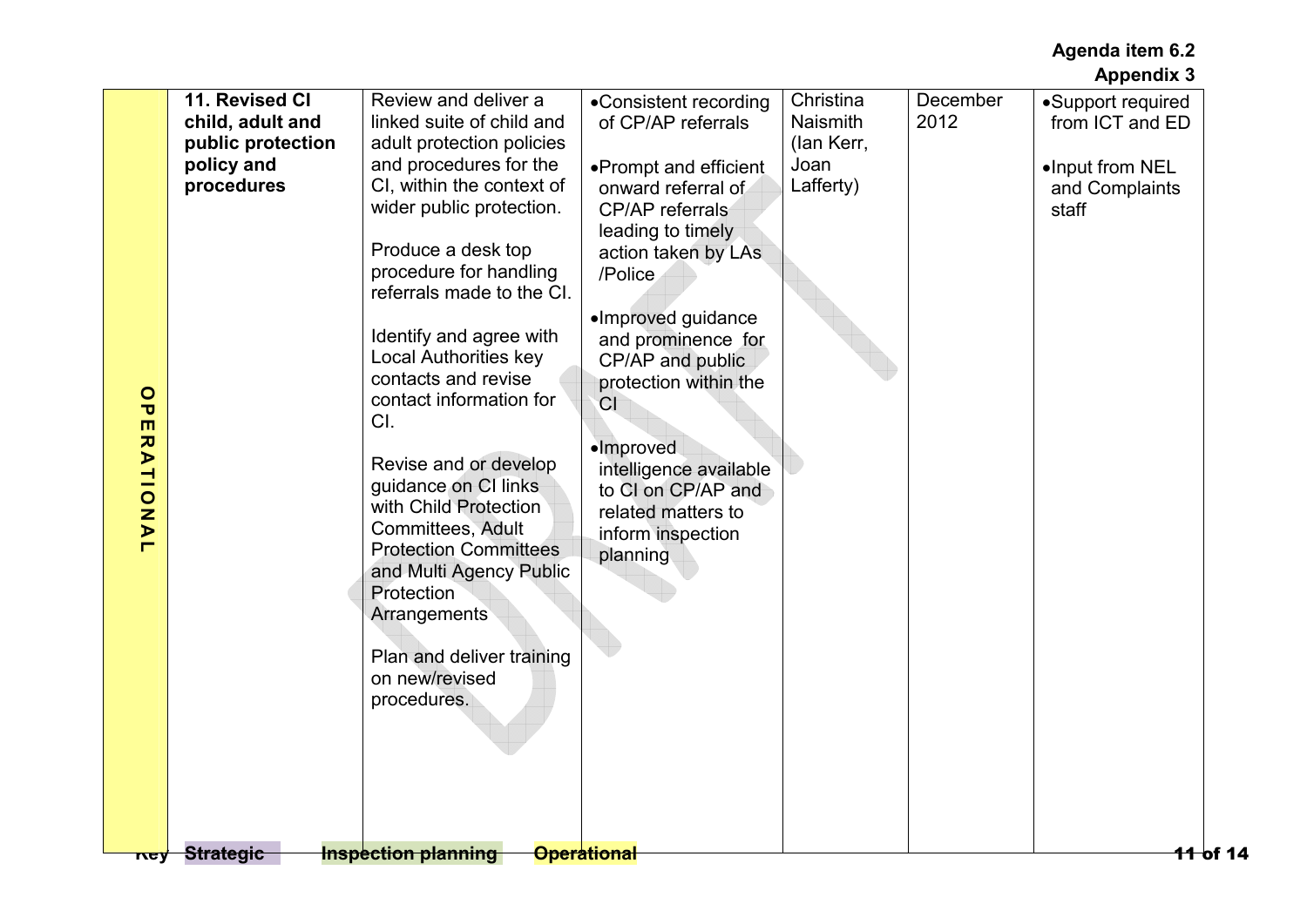Agenda item 6.2
Appendix 3

| | | | | | | |
|---|---|---|---|---|---|---|
| OPERATIONAL | **11. Revised CI child, adult and public protection policy and procedures** | Review and deliver a linked suite of child and adult protection policies and procedures for the CI, within the context of wider public protection.<br><br>Produce a desk top procedure for handling referrals made to the CI.<br><br>Identify and agree with Local Authorities key contacts and revise contact information for CI.<br><br>Revise and or develop guidance on CI links with Child Protection Committees, Adult Protection Committees and Multi Agency Public Protection Arrangements<br><br>Plan and deliver training on new/revised procedures. | • Consistent recording of CP/AP referrals<br><br>• Prompt and efficient onward referral of CP/AP referrals leading to timely action taken by LAs /Police<br><br>• Improved guidance and prominence for CP/AP and public protection within the CI<br><br>• Improved intelligence available to CI on CP/AP and related matters to inform inspection planning | Christina Naismith (Ian Kerr, Joan Lafferty) | December 2012 | • Support required from ICT and ED<br><br>• Input from NEL and Complaints staff |

Key: **Strategic** **Inspection planning** **Operational**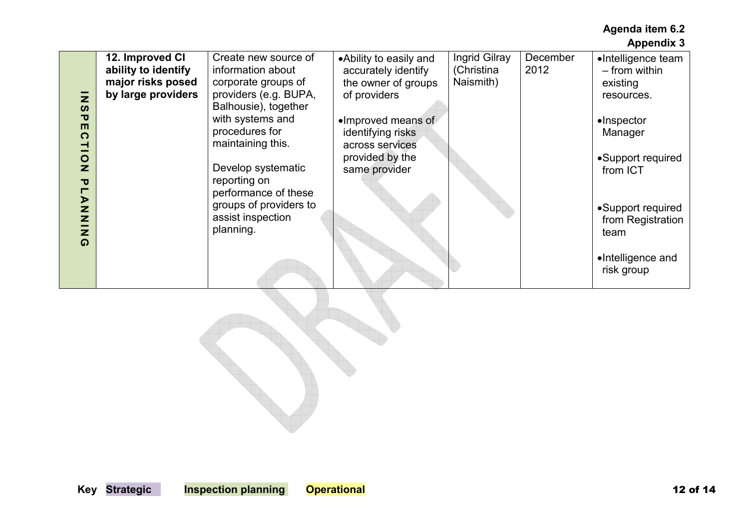Agenda item 6.2
Appendix 3

| | | | | | | |
|---|---|---|---|---|---|---|
| INSPECTION PLANNING | **12. Improved CI ability to identify major risks posed by large providers** | Create new source of information about corporate groups of providers (e.g. BUPA, Balhousie), together with systems and procedures for maintaining this.<br><br>Develop systematic reporting on performance of these groups of providers to assist inspection planning. | • Ability to easily and accurately identify the owner of groups of providers<br><br>• Improved means of identifying risks across services provided by the same provider | Ingrid Gilray (Christina Naismith) | December 2012 | • Intelligence team – from within existing resources.<br><br>• Inspector Manager<br><br>• Support required from ICT<br><br>• Support required from Registration team<br><br>• Intelligence and risk group |

DRAFT

**Key** **Strategic** **Inspection planning** **Operational**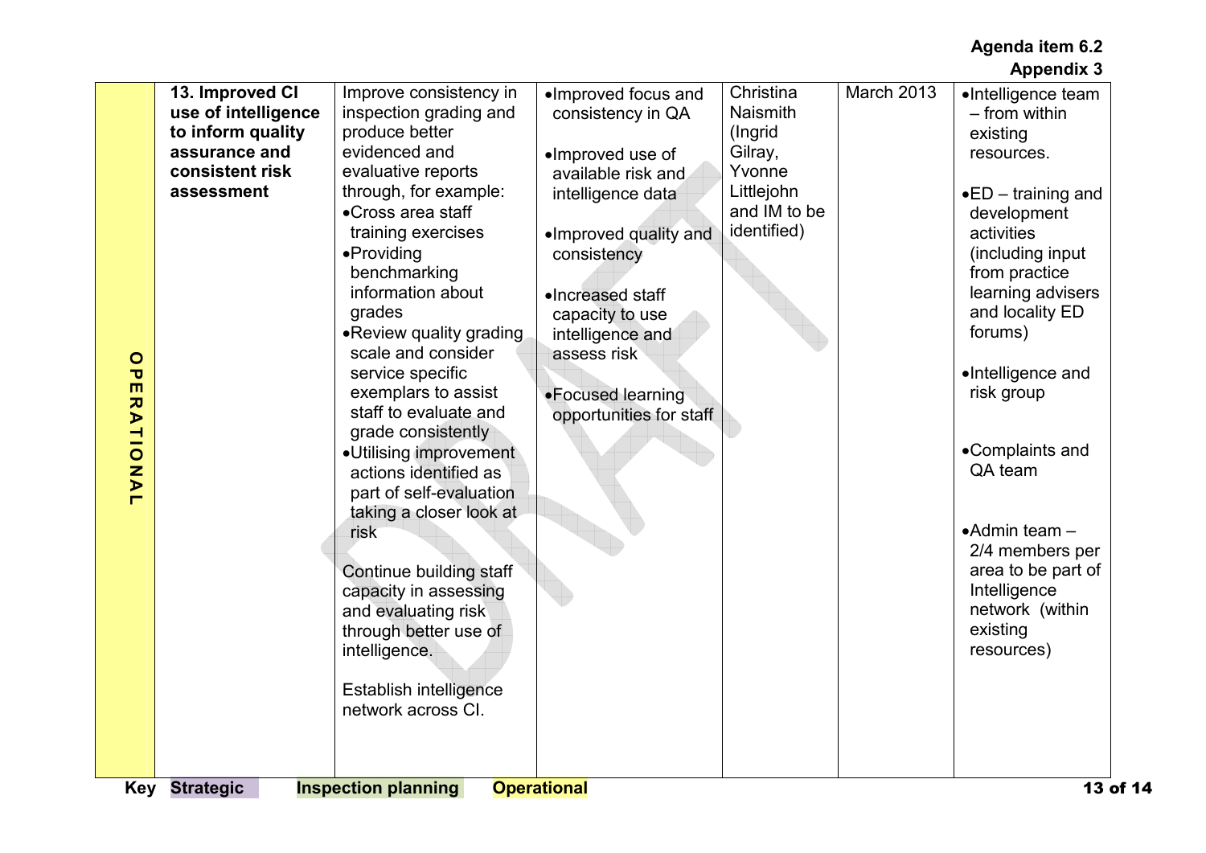**Agenda item 6.2**
**Appendix 3**

| | | | | | | |
|---|---|---|---|---|---|---|
| OPERATIONAL | **13. Improved CI use of intelligence to inform quality assurance and consistent risk assessment** | Improve consistency in inspection grading and produce better evidenced and evaluative reports through, for example:<br>• Cross area staff training exercises<br>• Providing benchmarking information about grades<br>• Review quality grading scale and consider service specific exemplars to assist staff to evaluate and grade consistently<br>• Utilising improvement actions identified as part of self-evaluation taking a closer look at risk<br><br>Continue building staff capacity in assessing and evaluating risk through better use of intelligence.<br><br>Establish intelligence network across CI. | • Improved focus and consistency in QA<br><br>• Improved use of available risk and intelligence data<br><br>• Improved quality and consistency<br><br>• Increased staff capacity to use intelligence and assess risk<br><br>• Focused learning opportunities for staff | Christina Naismith (Ingrid Gilray, Yvonne Littlejohn and IM to be identified) | March 2013 | • Intelligence team – from within existing resources.<br><br>• ED – training and development activities (including input from practice learning advisers and locality ED forums)<br><br>• Intelligence and risk group<br><br>• Complaints and QA team<br><br>• Admin team – 2/4 members per area to be part of Intelligence network (within existing resources) |

**Key** **Strategic** **Inspection planning** **Operational**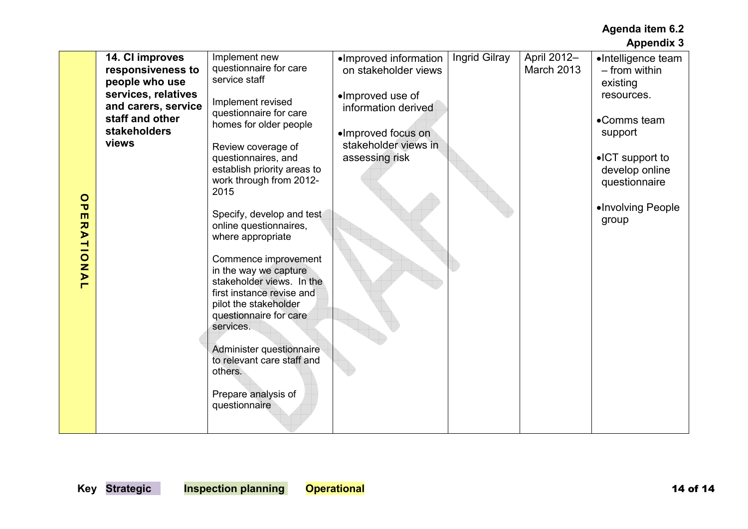Agenda item 6.2
Appendix 3

| | | | | | | |
|---|---|---|---|---|---|---|
| OPERATIONAL | **14. CI improves responsiveness to people who use services, relatives and carers, service staff and other stakeholders views** | Implement new questionnaire for care service staff<br><br>Implement revised questionnaire for care homes for older people<br><br>Review coverage of questionnaires, and establish priority areas to work through from 2012-2015<br><br>Specify, develop and test online questionnaires, where appropriate<br><br>Commence improvement in the way we capture stakeholder views. In the first instance revise and pilot the stakeholder questionnaire for care services.<br><br>Administer questionnaire to relevant care staff and others.<br><br>Prepare analysis of questionnaire | • Improved information on stakeholder views<br><br>• Improved use of information derived<br><br>• Improved focus on stakeholder views in assessing risk | Ingrid Gilray | April 2012– March 2013 | • Intelligence team – from within existing resources.<br><br>• Comms team support<br><br>• ICT support to develop online questionnaire<br><br>• Involving People group |

Key **Strategic** **Inspection planning** **Operational**